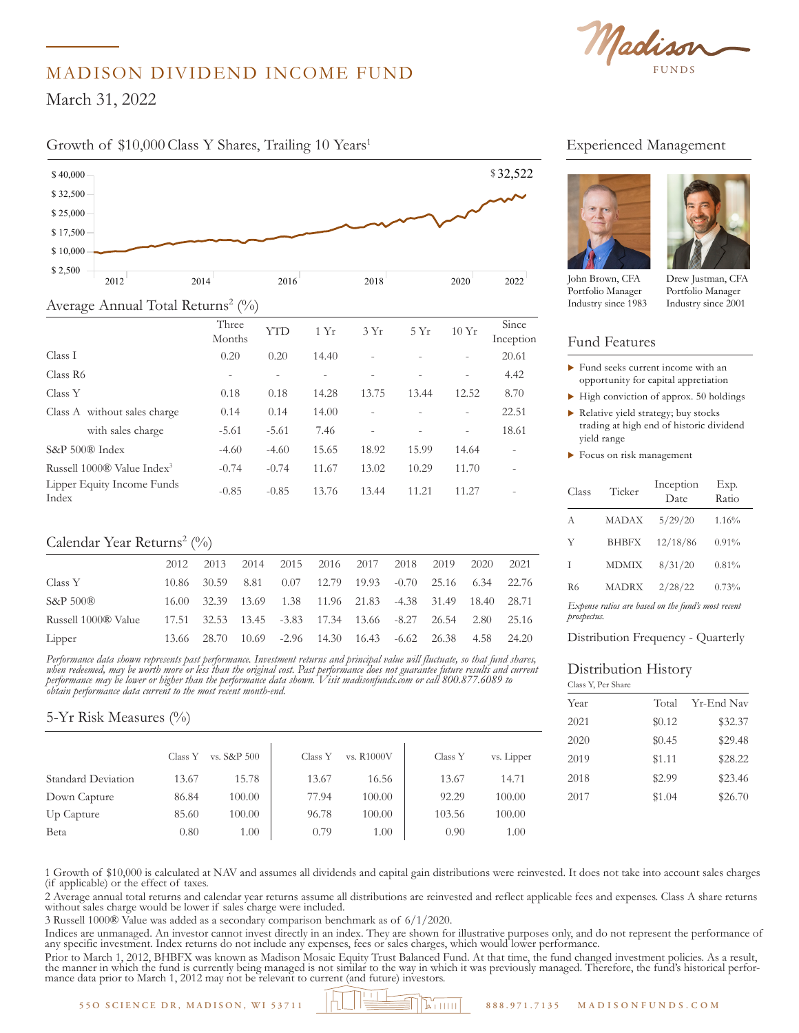# MADISON DIVIDEND INCOME FUND

March 31, 2022

Madison FUNDS

## Growth of $10,000 Class Y Shares, Trailing 10 Years[1]

$ 40,000
$ 32,500
$ 25,000
$ 17,500
$ 10,000
$ 2,500

2012 2014 2016 2018 2020 2022

$ 32,522

## Average Annual Total Returns[2] (%)

| | Three Months | YTD | 1 Yr | 3 Yr | 5 Yr | 10 Yr | Since Inception |
|---|---|---|---|---|---|---|---|
| Class I | 0.20 | 0.20 | 14.40 | - | - | - | 20.61 |
| Class R6 | - | - | - | - | - | - | 4.42 |
| Class Y | 0.18 | 0.18 | 14.28 | 13.75 | 13.44 | 12.52 | 8.70 |
| Class A without sales charge | 0.14 | 0.14 | 14.00 | - | - | - | 22.51 |
| with sales charge | -5.61 | -5.61 | 7.46 | - | - | - | 18.61 |
| S&P 500® Index | -4.60 | -4.60 | 15.65 | 18.92 | 15.99 | 14.64 | - |
| Russell 1000® Value Index[3] | -0.74 | -0.74 | 11.67 | 13.02 | 10.29 | 11.70 | - |
| Lipper Equity Income Funds Index | -0.85 | -0.85 | 13.76 | 13.44 | 11.21 | 11.27 | - |

## Calendar Year Returns[2] (%)

| | 2012 | 2013 | 2014 | 2015 | 2016 | 2017 | 2018 | 2019 | 2020 | 2021 |
|---|---|---|---|---|---|---|---|---|---|---|
| Class Y | 10.86 | 30.59 | 8.81 | 0.07 | 12.79 | 19.93 | -0.70 | 25.16 | 6.34 | 22.76 |
| S&P 500® | 16.00 | 32.39 | 13.69 | 1.38 | 11.96 | 21.83 | -4.38 | 31.49 | 18.40 | 28.71 |
| Russell 1000® Value | 17.51 | 32.53 | 13.45 | -3.83 | 17.34 | 13.66 | -8.27 | 26.54 | 2.80 | 25.16 |
| Lipper | 13.66 | 28.70 | 10.69 | -2.96 | 14.30 | 16.43 | -6.62 | 26.38 | 4.58 | 24.20 |

*Performance data shown represents past performance. Investment returns and principal value will fluctuate, so that fund shares, when redeemed, may be worth more or less than the original cost. Past performance does not guarantee future results and current performance may be lower or higher than the performance data shown. Visit madisonfunds.com or call 800.877.6089 to obtain performance data current to the most recent month-end.*

## 5-Yr Risk Measures (%)

| | Class Y | vs. S&P 500 | Class Y | vs. R1000V | Class Y | vs. Lipper |
|---|---|---|---|---|---|---|
| Standard Deviation | 13.67 | 15.78 | 13.67 | 16.56 | 13.67 | 14.71 |
| Down Capture | 86.84 | 100.00 | 77.94 | 100.00 | 92.29 | 100.00 |
| Up Capture | 85.60 | 100.00 | 96.78 | 100.00 | 103.56 | 100.00 |
| Beta | 0.80 | 1.00 | 0.79 | 1.00 | 0.90 | 1.00 |

## Experienced Management

John Brown, CFA
Portfolio Manager
Industry since 1983

Drew Justman, CFA
Portfolio Manager
Industry since 2001

## Fund Features

- Fund seeks current income with an opportunity for capital appretiation
- High conviction of approx. 50 holdings
- Relative yield strategy; buy stocks trading at high end of historic dividend yield range
- Focus on risk management

| Class | Ticker | Inception Date | Exp. Ratio |
|---|---|---|---|
| A | MADAX | 5/29/20 | 1.16% |
| Y | BHBFX | 12/18/86 | 0.91% |
| I | MDMIX | 8/31/20 | 0.81% |
| R6 | MADRX | 2/28/22 | 0.73% |

*Expense ratios are based on the fund's most recent prospectus.*

Distribution Frequency - Quarterly

## Distribution History

Class Y, Per Share

| Year | Total | Yr-End Nav |
|---|---|---|
| 2021 | $0.12 | $32.37 |
| 2020 | $0.45 | $29.48 |
| 2019 | $1.11 | $28.22 |
| 2018 | $2.99 | $23.46 |
| 2017 | $1.04 | $26.70 |

1 Growth of $10,000 is calculated at NAV and assumes all dividends and capital gain distributions were reinvested. It does not take into account sales charges (if applicable) or the effect of taxes.

2 Average annual total returns and calendar year returns assume all distributions are reinvested and reflect applicable fees and expenses. Class A share returns without sales charge would be lower if sales charge were included.

3 Russell 1000® Value was added as a secondary comparison benchmark as of 6/1/2020.

Indices are unmanaged. An investor cannot invest directly in an index. They are shown for illustrative purposes only, and do not represent the performance of any specific investment. Index returns do not include any expenses, fees or sales charges, which would lower performance.

Prior to March 1, 2012, BHBFX was known as Madison Mosaic Equity Trust Balanced Fund. At that time, the fund changed investment policies. As a result, the manner in which the fund is currently being managed is not similar to the way in which it was previously managed. Therefore, the fund's historical performance data prior to March 1, 2012 may not be relevant to current (and future) investors.

550 SCIENCE DR, MADISON, WI 53711 888.971.7135 MADISONFUNDS.COM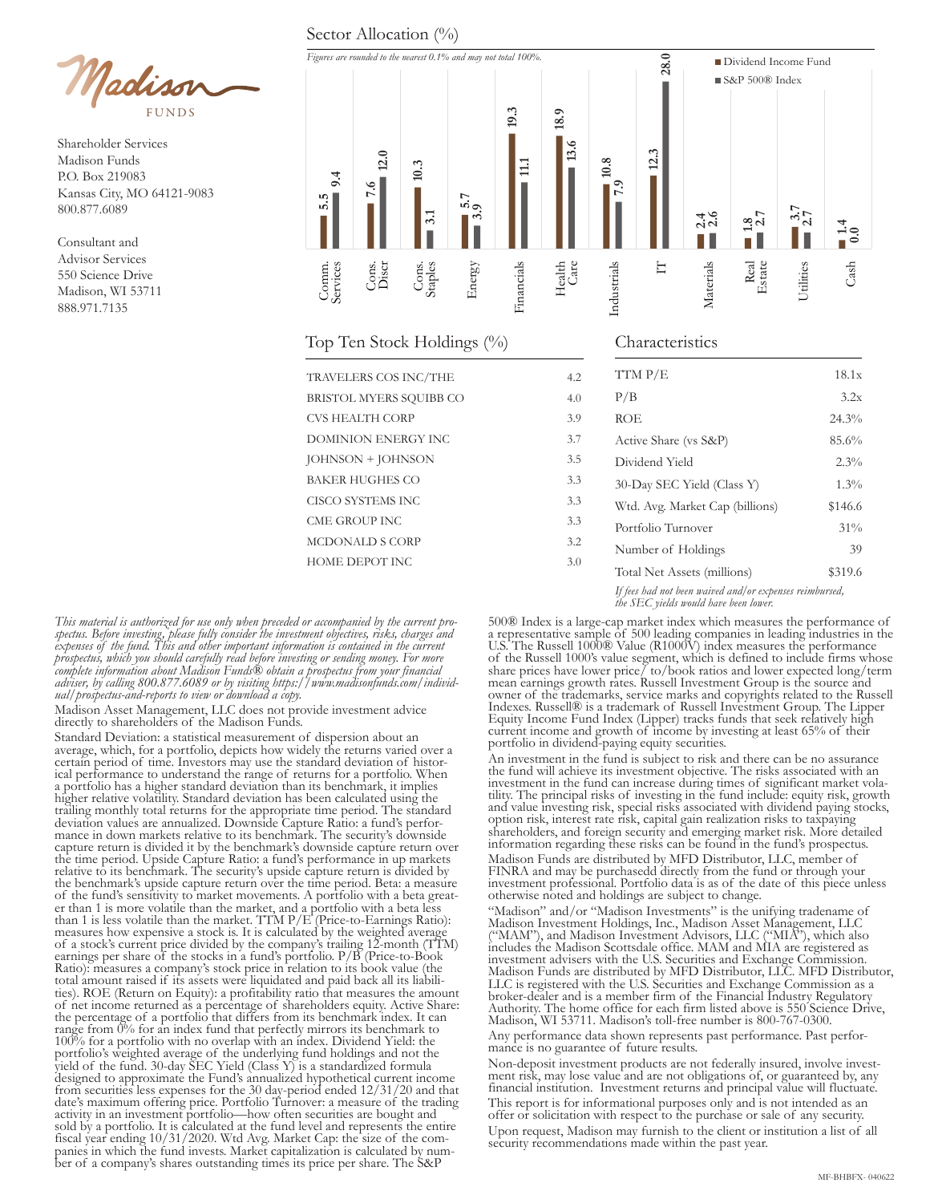Shareholder Services
Madison Funds
P.O. Box 219083
Kansas City, MO 64121-9083
800.877.6089

Consultant and
Advisor Services
550 Science Drive
Madison, WI 53711
888.971.7135

## Sector Allocation (%)

*Figures are rounded to the nearest 0.1% and may not total 100%.*

Dividend Income Fund
S&P 500® Index

Comm. Services 5.5 9.4
Cons. Discr 7.6 12.0
Cons. Staples 10.3 3.1
Energy 5.7 3.9
Financials 19.3 11.1
Health Care 18.9 13.6
Industrials 10.8 7.9
IT 12.3 28.0
Materials 2.4 2.6
Real Estate 1.8 2.7
Utilities 3.7 2.7
Cash 1.4 0.0

## Top Ten Stock Holdings (%)

| | |
|---|---|
| TRAVELERS COS INC/THE | 4.2 |
| BRISTOL MYERS SQUIBB CO | 4.0 |
| CVS HEALTH CORP | 3.9 |
| DOMINION ENERGY INC | 3.7 |
| JOHNSON + JOHNSON | 3.5 |
| BAKER HUGHES CO | 3.3 |
| CISCO SYSTEMS INC | 3.3 |
| CME GROUP INC | 3.3 |
| MCDONALD S CORP | 3.2 |
| HOME DEPOT INC | 3.0 |

## Characteristics

| | |
|---|---|
| TTM P/E | 18.1x |
| P/B | 3.2x |
| ROE | 24.3% |
| Active Share (vs S&P) | 85.6% |
| Dividend Yield | 2.3% |
| 30-Day SEC Yield (Class Y) | 1.3% |
| Wtd. Avg. Market Cap (billions) | $146.6 |
| Portfolio Turnover | 31% |
| Number of Holdings | 39 |
| Total Net Assets (millions) | $319.6 |

*If fees had not been waived and/or expenses reimbursed, the SEC yields would have been lower.*

*This material is authorized for use only when preceded or accompanied by the current prospectus. Before investing, please fully consider the investment objectives, risks, charges and expenses of the fund. This and other important information is contained in the current prospectus, which you should carefully read before investing or sending money. For more complete information about Madison Funds® obtain a prospectus from your financial adviser, by calling 800.877.6089 or by visiting https://www.madisonfunds.com/individual/prospectus-and-reports to view or download a copy.*

Madison Asset Management, LLC does not provide investment advice directly to shareholders of the Madison Funds.

Standard Deviation: a statistical measurement of dispersion about an average, which, for a portfolio, depicts how widely the returns varied over a certain period of time. Investors may use the standard deviation of historical performance to understand the range of returns for a portfolio. When a portfolio has a higher standard deviation than its benchmark, it implies higher relative volatility. Standard deviation has been calculated using the trailing monthly total returns for the appropriate time period. The standard deviation values are annualized. Downside Capture Ratio: a fund's performance in down markets relative to its benchmark. The security's downside capture return is divided it by the benchmark's downside capture return over the time period. Upside Capture Ratio: a fund's performance in up markets relative to its benchmark. The security's upside capture return is divided by the benchmark's upside capture return over the time period. Beta: a measure of the fund's sensitivity to market movements. A portfolio with a beta greater than 1 is more volatile than the market, and a portfolio with a beta less than 1 is less volatile than the market. TTM P/E (Price-to-Earnings Ratio): measures how expensive a stock is. It is calculated by the weighted average of a stock's current price divided by the company's trailing 12-month (TTM) earnings per share of the stocks in a fund's portfolio. P/B (Price-to-Book Ratio): measures a company's stock price in relation to its book value (the total amount raised if its assets were liquidated and paid back all its liabilities). ROE (Return on Equity): a profitability ratio that measures the amount of net income returned as a percentage of shareholders equity. Active Share: the percentage of a portfolio that differs from its benchmark index. It can range from 0% for an index fund that perfectly mirrors its benchmark to 100% for a portfolio with no overlap with an index. Dividend Yield: the portfolio's weighted average of the underlying fund holdings and not the yield of the fund. 30-day SEC Yield (Class Y) is a standardized formula designed to approximate the Fund's annualized hypothetical current income from securities less expenses for the 30 day-period ended 12/31/20 and that date's maximum offering price. Portfolio Turnover: a measure of the trading activity in an investment portfolio—how often securities are bought and sold by a portfolio. It is calculated at the fund level and represents the entire fiscal year ending 10/31/2020. Wtd Avg. Market Cap: the size of the companies in which the fund invests. Market capitalization is calculated by number of a company's shares outstanding times its price per share. The S&P 500® Index is a large-cap market index which measures the performance of a representative sample of 500 leading companies in leading industries in the U.S. The Russell 1000® Value (R1000V) index measures the performance of the Russell 1000's value segment, which is defined to include firms whose share prices have lower price/ to/book ratios and lower expected long/term mean earnings growth rates. Russell Investment Group is the source and owner of the trademarks, service marks and copyrights related to the Russell Indexes. Russell® is a trademark of Russell Investment Group. The Lipper Equity Income Fund Index (Lipper) tracks funds that seek relatively high current income and growth of income by investing at least 65% of their portfolio in dividend-paying equity securities.

An investment in the fund is subject to risk and there can be no assurance the fund will achieve its investment objective. The risks associated with an investment in the fund can increase during times of significant market volatility. The principal risks of investing in the fund include: equity risk, growth and value investing risk, special risks associated with dividend paying stocks, option risk, interest rate risk, capital gain realization risks to taxpaying shareholders, and foreign security and emerging market risk. More detailed information regarding these risks can be found in the fund's prospectus.

Madison Funds are distributed by MFD Distributor, LLC, member of FINRA and may be purchasedd directly from the fund or through your investment professional. Portfolio data is as of the date of this piece unless otherwise noted and holdings are subject to change.

"Madison" and/or "Madison Investments" is the unifying tradename of Madison Investment Holdings, Inc., Madison Asset Management, LLC ("MAM"), and Madison Investment Advisors, LLC ("MIA"), which also includes the Madison Scottsdale office. MAM and MIA are registered as investment advisers with the U.S. Securities and Exchange Commission. Madison Funds are distributed by MFD Distributor, LLC. MFD Distributor, LLC is registered with the U.S. Securities and Exchange Commission as a broker-dealer and is a member firm of the Financial Industry Regulatory Authority. The home office for each firm listed above is 550 Science Drive, Madison, WI 53711. Madison's toll-free number is 800-767-0300.

Any performance data shown represents past performance. Past performance is no guarantee of future results.

Non-deposit investment products are not federally insured, involve investment risk, may lose value and are not obligations of, or guaranteed by, any financial institution. Investment returns and principal value will fluctuate.

This report is for informational purposes only and is not intended as an offer or solicitation with respect to the purchase or sale of any security.

Upon request, Madison may furnish to the client or institution a list of all security recommendations made within the past year.

MF-BHBFX- 040622